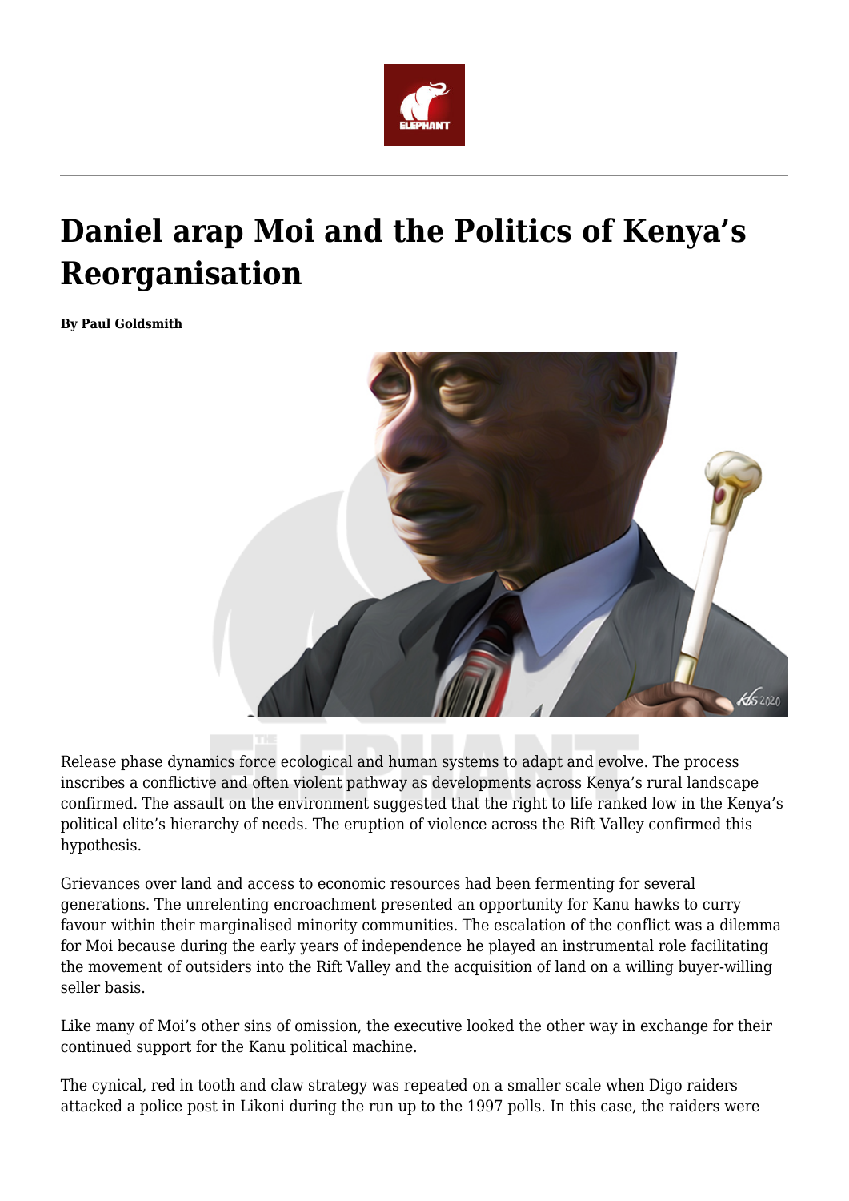# Daniel arap Moi and the Politics of Kenya's Reorganisation

**By Paul Goldsmith**

Release phase dynamics force ecological and human systems to adapt and evolve. The process inscribes a conflictive and often violent pathway as developments across Kenya's rural landscape confirmed. The assault on the environment suggested that the right to life ranked low in the Kenya's political elite's hierarchy of needs. The eruption of violence across the Rift Valley confirmed this hypothesis.

Grievances over land and access to economic resources had been fermenting for several generations. The unrelenting encroachment presented an opportunity for Kanu hawks to curry favour within their marginalised minority communities. The escalation of the conflict was a dilemma for Moi because during the early years of independence he played an instrumental role facilitating the movement of outsiders into the Rift Valley and the acquisition of land on a willing buyer-willing seller basis.

Like many of Moi's other sins of omission, the executive looked the other way in exchange for their continued support for the Kanu political machine.

The cynical, red in tooth and claw strategy was repeated on a smaller scale when Digo raiders attacked a police post in Likoni during the run up to the 1997 polls. In this case, the raiders were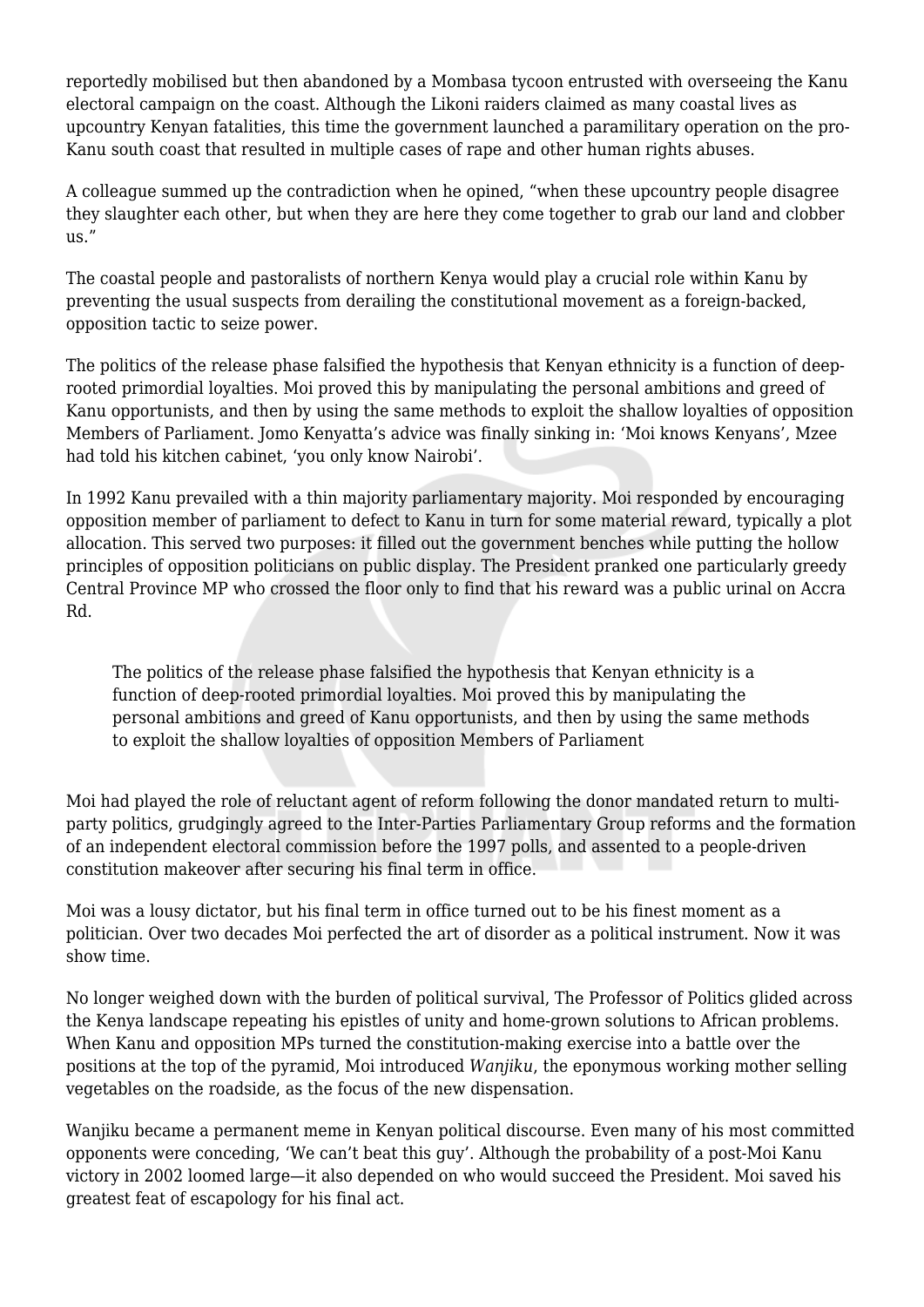reportedly mobilised but then abandoned by a Mombasa tycoon entrusted with overseeing the Kanu electoral campaign on the coast. Although the Likoni raiders claimed as many coastal lives as upcountry Kenyan fatalities, this time the government launched a paramilitary operation on the pro-Kanu south coast that resulted in multiple cases of rape and other human rights abuses.

A colleague summed up the contradiction when he opined, "when these upcountry people disagree they slaughter each other, but when they are here they come together to grab our land and clobber us."

The coastal people and pastoralists of northern Kenya would play a crucial role within Kanu by preventing the usual suspects from derailing the constitutional movement as a foreign-backed, opposition tactic to seize power.

The politics of the release phase falsified the hypothesis that Kenyan ethnicity is a function of deep-rooted primordial loyalties. Moi proved this by manipulating the personal ambitions and greed of Kanu opportunists, and then by using the same methods to exploit the shallow loyalties of opposition Members of Parliament. Jomo Kenyatta's advice was finally sinking in: 'Moi knows Kenyans', Mzee had told his kitchen cabinet, 'you only know Nairobi'.

In 1992 Kanu prevailed with a thin majority parliamentary majority. Moi responded by encouraging opposition member of parliament to defect to Kanu in turn for some material reward, typically a plot allocation. This served two purposes: it filled out the government benches while putting the hollow principles of opposition politicians on public display. The President pranked one particularly greedy Central Province MP who crossed the floor only to find that his reward was a public urinal on Accra Rd.

> The politics of the release phase falsified the hypothesis that Kenyan ethnicity is a function of deep-rooted primordial loyalties. Moi proved this by manipulating the personal ambitions and greed of Kanu opportunists, and then by using the same methods to exploit the shallow loyalties of opposition Members of Parliament

Moi had played the role of reluctant agent of reform following the donor mandated return to multi-party politics, grudgingly agreed to the Inter-Parties Parliamentary Group reforms and the formation of an independent electoral commission before the 1997 polls, and assented to a people-driven constitution makeover after securing his final term in office.

Moi was a lousy dictator, but his final term in office turned out to be his finest moment as a politician. Over two decades Moi perfected the art of disorder as a political instrument. Now it was show time.

No longer weighed down with the burden of political survival, The Professor of Politics glided across the Kenya landscape repeating his epistles of unity and home-grown solutions to African problems. When Kanu and opposition MPs turned the constitution-making exercise into a battle over the positions at the top of the pyramid, Moi introduced *Wanjiku*, the eponymous working mother selling vegetables on the roadside, as the focus of the new dispensation.

Wanjiku became a permanent meme in Kenyan political discourse. Even many of his most committed opponents were conceding, 'We can't beat this guy'. Although the probability of a post-Moi Kanu victory in 2002 loomed large—it also depended on who would succeed the President. Moi saved his greatest feat of escapology for his final act.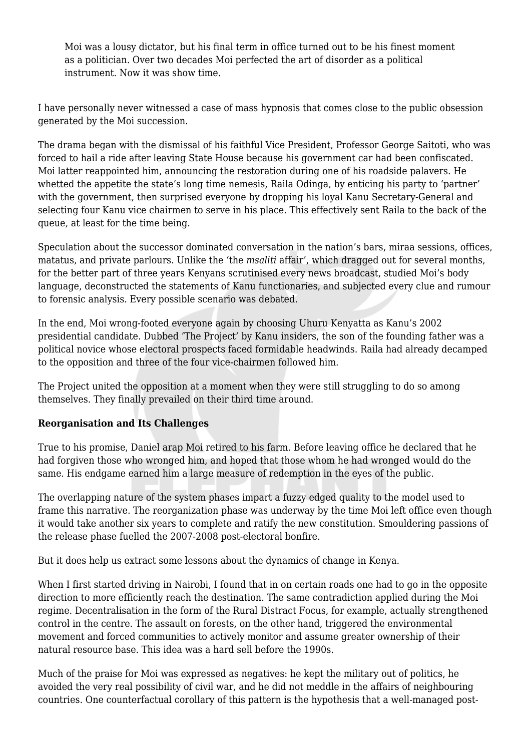> Moi was a lousy dictator, but his final term in office turned out to be his finest moment as a politician. Over two decades Moi perfected the art of disorder as a political instrument. Now it was show time.

I have personally never witnessed a case of mass hypnosis that comes close to the public obsession generated by the Moi succession.

The drama began with the dismissal of his faithful Vice President, Professor George Saitoti, who was forced to hail a ride after leaving State House because his government car had been confiscated. Moi latter reappointed him, announcing the restoration during one of his roadside palavers. He whetted the appetite the state's long time nemesis, Raila Odinga, by enticing his party to 'partner' with the government, then surprised everyone by dropping his loyal Kanu Secretary-General and selecting four Kanu vice chairmen to serve in his place. This effectively sent Raila to the back of the queue, at least for the time being.

Speculation about the successor dominated conversation in the nation's bars, miraa sessions, offices, matatus, and private parlours. Unlike the 'the *msaliti* affair', which dragged out for several months, for the better part of three years Kenyans scrutinised every news broadcast, studied Moi's body language, deconstructed the statements of Kanu functionaries, and subjected every clue and rumour to forensic analysis. Every possible scenario was debated.

In the end, Moi wrong-footed everyone again by choosing Uhuru Kenyatta as Kanu's 2002 presidential candidate. Dubbed 'The Project' by Kanu insiders, the son of the founding father was a political novice whose electoral prospects faced formidable headwinds. Raila had already decamped to the opposition and three of the four vice-chairmen followed him.

The Project united the opposition at a moment when they were still struggling to do so among themselves. They finally prevailed on their third time around.

**Reorganisation and Its Challenges**

True to his promise, Daniel arap Moi retired to his farm. Before leaving office he declared that he had forgiven those who wronged him, and hoped that those whom he had wronged would do the same. His endgame earned him a large measure of redemption in the eyes of the public.

The overlapping nature of the system phases impart a fuzzy edged quality to the model used to frame this narrative. The reorganization phase was underway by the time Moi left office even though it would take another six years to complete and ratify the new constitution. Smouldering passions of the release phase fuelled the 2007-2008 post-electoral bonfire.

But it does help us extract some lessons about the dynamics of change in Kenya.

When I first started driving in Nairobi, I found that in on certain roads one had to go in the opposite direction to more efficiently reach the destination. The same contradiction applied during the Moi regime. Decentralisation in the form of the Rural Distract Focus, for example, actually strengthened control in the centre. The assault on forests, on the other hand, triggered the environmental movement and forced communities to actively monitor and assume greater ownership of their natural resource base. This idea was a hard sell before the 1990s.

Much of the praise for Moi was expressed as negatives: he kept the military out of politics, he avoided the very real possibility of civil war, and he did not meddle in the affairs of neighbouring countries. One counterfactual corollary of this pattern is the hypothesis that a well-managed post-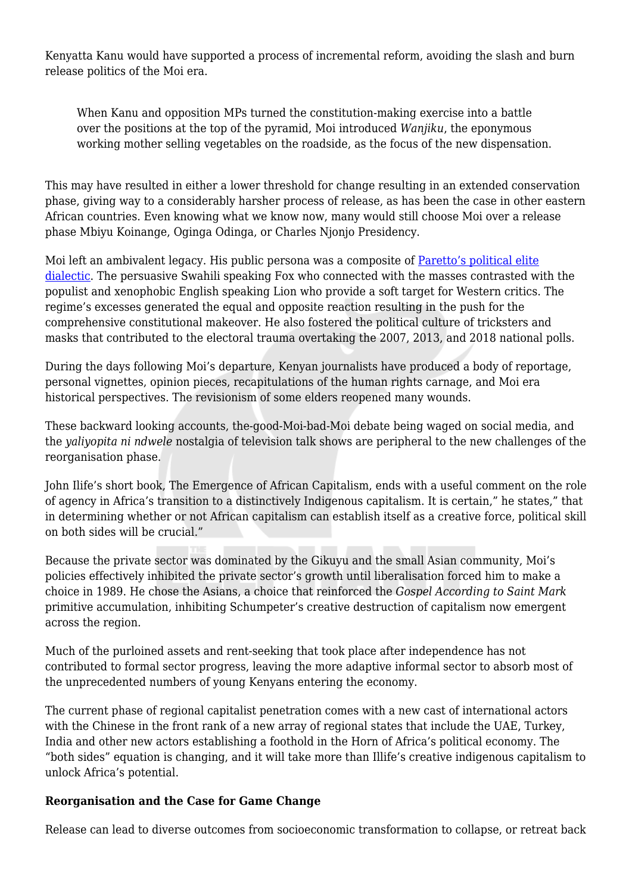Kenyatta Kanu would have supported a process of incremental reform, avoiding the slash and burn release politics of the Moi era.

> When Kanu and opposition MPs turned the constitution-making exercise into a battle over the positions at the top of the pyramid, Moi introduced *Wanjiku*, the eponymous working mother selling vegetables on the roadside, as the focus of the new dispensation.

This may have resulted in either a lower threshold for change resulting in an extended conservation phase, giving way to a considerably harsher process of release, as has been the case in other eastern African countries. Even knowing what we know now, many would still choose Moi over a release phase Mbiyu Koinange, Oginga Odinga, or Charles Njonjo Presidency.

Moi left an ambivalent legacy. His public persona was a composite of [Paretto's political elite dialectic](). The persuasive Swahili speaking Fox who connected with the masses contrasted with the populist and xenophobic English speaking Lion who provide a soft target for Western critics. The regime's excesses generated the equal and opposite reaction resulting in the push for the comprehensive constitutional makeover. He also fostered the political culture of tricksters and masks that contributed to the electoral trauma overtaking the 2007, 2013, and 2018 national polls.

During the days following Moi's departure, Kenyan journalists have produced a body of reportage, personal vignettes, opinion pieces, recapitulations of the human rights carnage, and Moi era historical perspectives. The revisionism of some elders reopened many wounds.

These backward looking accounts, the-good-Moi-bad-Moi debate being waged on social media, and the *yaliyopita ni ndwele* nostalgia of television talk shows are peripheral to the new challenges of the reorganisation phase.

John Ilife's short book, The Emergence of African Capitalism, ends with a useful comment on the role of agency in Africa's transition to a distinctively Indigenous capitalism. It is certain," he states," that in determining whether or not African capitalism can establish itself as a creative force, political skill on both sides will be crucial."

Because the private sector was dominated by the Gikuyu and the small Asian community, Moi's policies effectively inhibited the private sector's growth until liberalisation forced him to make a choice in 1989. He chose the Asians, a choice that reinforced the *Gospel According to Saint Mark* primitive accumulation, inhibiting Schumpeter's creative destruction of capitalism now emergent across the region.

Much of the purloined assets and rent-seeking that took place after independence has not contributed to formal sector progress, leaving the more adaptive informal sector to absorb most of the unprecedented numbers of young Kenyans entering the economy.

The current phase of regional capitalist penetration comes with a new cast of international actors with the Chinese in the front rank of a new array of regional states that include the UAE, Turkey, India and other new actors establishing a foothold in the Horn of Africa's political economy. The "both sides" equation is changing, and it will take more than Illife's creative indigenous capitalism to unlock Africa's potential.

**Reorganisation and the Case for Game Change**

Release can lead to diverse outcomes from socioeconomic transformation to collapse, or retreat back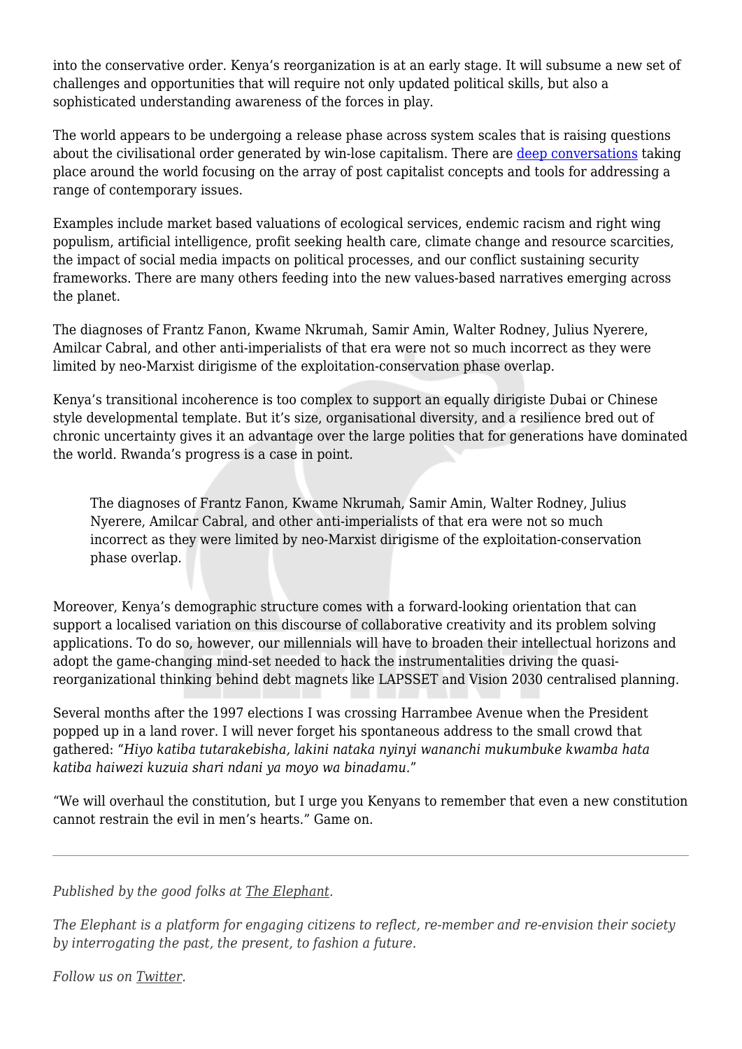into the conservative order. Kenya's reorganization is at an early stage. It will subsume a new set of challenges and opportunities that will require not only updated political skills, but also a sophisticated understanding awareness of the forces in play.

The world appears to be undergoing a release phase across system scales that is raising questions about the civilisational order generated by win-lose capitalism. There are deep conversations taking place around the world focusing on the array of post capitalist concepts and tools for addressing a range of contemporary issues.

Examples include market based valuations of ecological services, endemic racism and right wing populism, artificial intelligence, profit seeking health care, climate change and resource scarcities, the impact of social media impacts on political processes, and our conflict sustaining security frameworks. There are many others feeding into the new values-based narratives emerging across the planet.

The diagnoses of Frantz Fanon, Kwame Nkrumah, Samir Amin, Walter Rodney, Julius Nyerere, Amilcar Cabral, and other anti-imperialists of that era were not so much incorrect as they were limited by neo-Marxist dirigisme of the exploitation-conservation phase overlap.

Kenya's transitional incoherence is too complex to support an equally dirigiste Dubai or Chinese style developmental template. But it's size, organisational diversity, and a resilience bred out of chronic uncertainty gives it an advantage over the large polities that for generations have dominated the world. Rwanda's progress is a case in point.

> The diagnoses of Frantz Fanon, Kwame Nkrumah, Samir Amin, Walter Rodney, Julius Nyerere, Amilcar Cabral, and other anti-imperialists of that era were not so much incorrect as they were limited by neo-Marxist dirigisme of the exploitation-conservation phase overlap.

Moreover, Kenya's demographic structure comes with a forward-looking orientation that can support a localised variation on this discourse of collaborative creativity and its problem solving applications. To do so, however, our millennials will have to broaden their intellectual horizons and adopt the game-changing mind-set needed to hack the instrumentalities driving the quasi-reorganizational thinking behind debt magnets like LAPSSET and Vision 2030 centralised planning.

Several months after the 1997 elections I was crossing Harrambee Avenue when the President popped up in a land rover. I will never forget his spontaneous address to the small crowd that gathered: "*Hiyo katiba tutarakebisha, lakini nataka nyinyi wananchi mukumbuke kwamba hata katiba haiwezi kuzuia shari ndani ya moyo wa binadamu.*"

"We will overhaul the constitution, but I urge you Kenyans to remember that even a new constitution cannot restrain the evil in men's hearts." Game on.

---

*Published by the good folks at The Elephant.*

*The Elephant is a platform for engaging citizens to reflect, re-member and re-envision their society by interrogating the past, the present, to fashion a future.*

*Follow us on Twitter.*